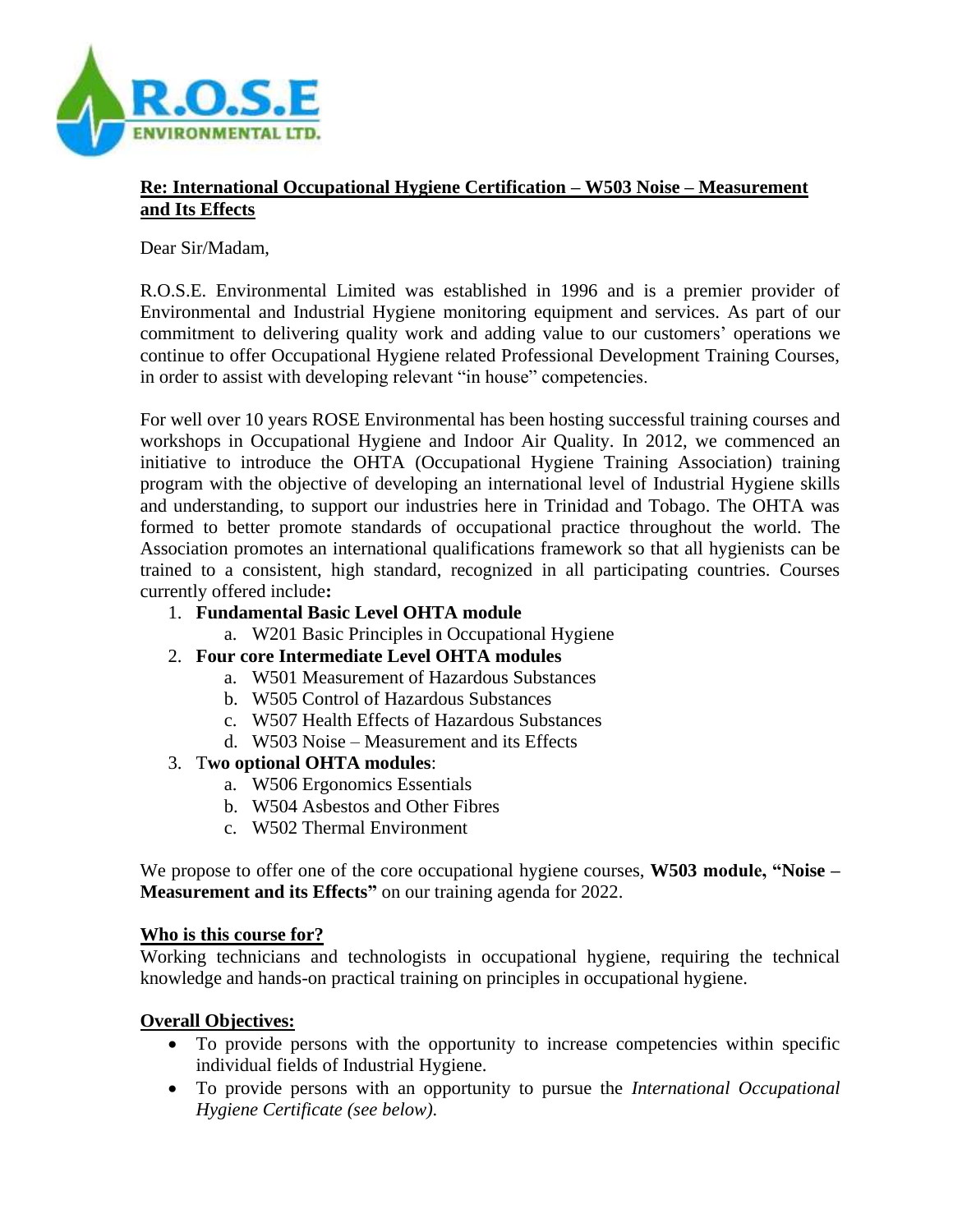**Re: International Occupational Hygiene Certification – W503 Noise – Measurement and Its Effects**

Dear Sir/Madam,

R.O.S.E. Environmental Limited was established in 1996 and is a premier provider of Environmental and Industrial Hygiene monitoring equipment and services. As part of our commitment to delivering quality work and adding value to our customers' operations we continue to offer Occupational Hygiene related Professional Development Training Courses, in order to assist with developing relevant "in house" competencies.

For well over 10 years ROSE Environmental has been hosting successful training courses and workshops in Occupational Hygiene and Indoor Air Quality. In 2012, we commenced an initiative to introduce the OHTA (Occupational Hygiene Training Association) training program with the objective of developing an international level of Industrial Hygiene skills and understanding, to support our industries here in Trinidad and Tobago. The OHTA was formed to better promote standards of occupational practice throughout the world. The Association promotes an international qualifications framework so that all hygienists can be trained to a consistent, high standard, recognized in all participating countries. Courses currently offered include**:**

1. **Fundamental Basic Level OHTA module**
   a. W201 Basic Principles in Occupational Hygiene
2. **Four core Intermediate Level OHTA modules**
   a. W501 Measurement of Hazardous Substances
   b. W505 Control of Hazardous Substances
   c. W507 Health Effects of Hazardous Substances
   d. W503 Noise – Measurement and its Effects
3. T**wo optional OHTA modules**:
   a. W506 Ergonomics Essentials
   b. W504 Asbestos and Other Fibres
   c. W502 Thermal Environment

We propose to offer one of the core occupational hygiene courses, **W503 module, "Noise – Measurement and its Effects"** on our training agenda for 2022.

**Who is this course for?**

Working technicians and technologists in occupational hygiene, requiring the technical knowledge and hands-on practical training on principles in occupational hygiene.

**Overall Objectives:**

- To provide persons with the opportunity to increase competencies within specific individual fields of Industrial Hygiene.
- To provide persons with an opportunity to pursue the *International Occupational Hygiene Certificate (see below).*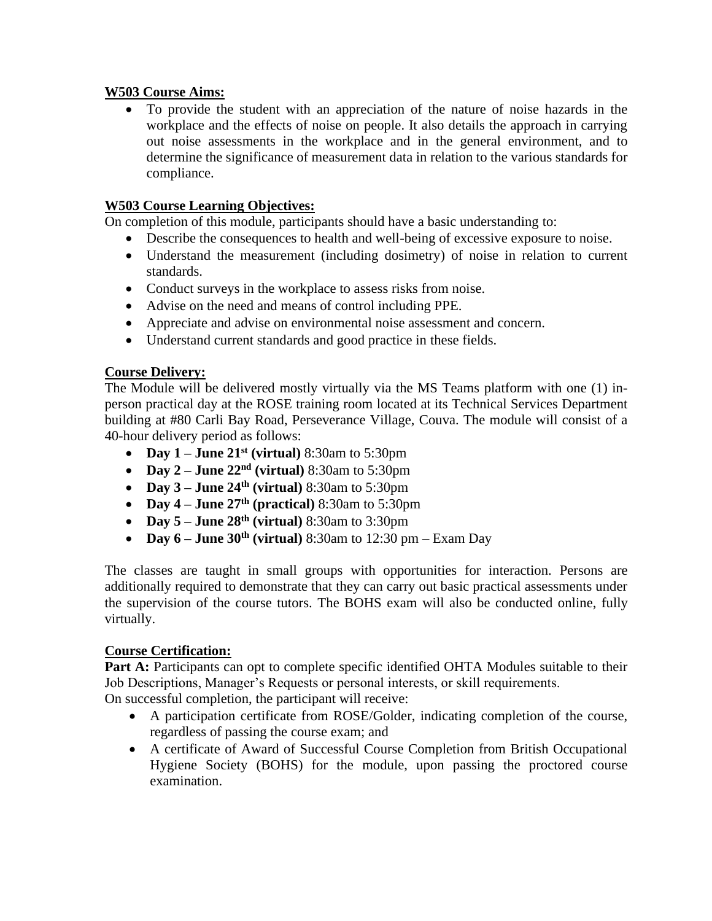**W503 Course Aims:**

- To provide the student with an appreciation of the nature of noise hazards in the workplace and the effects of noise on people. It also details the approach in carrying out noise assessments in the workplace and in the general environment, and to determine the significance of measurement data in relation to the various standards for compliance.

**W503 Course Learning Objectives:**

On completion of this module, participants should have a basic understanding to:

- Describe the consequences to health and well-being of excessive exposure to noise.
- Understand the measurement (including dosimetry) of noise in relation to current standards.
- Conduct surveys in the workplace to assess risks from noise.
- Advise on the need and means of control including PPE.
- Appreciate and advise on environmental noise assessment and concern.
- Understand current standards and good practice in these fields.

**Course Delivery:**

The Module will be delivered mostly virtually via the MS Teams platform with one (1) in-person practical day at the ROSE training room located at its Technical Services Department building at #80 Carli Bay Road, Perseverance Village, Couva. The module will consist of a 40-hour delivery period as follows:

- **Day 1 – June 21st (virtual)** 8:30am to 5:30pm
- **Day 2 – June 22nd (virtual)** 8:30am to 5:30pm
- **Day 3 – June 24th (virtual)** 8:30am to 5:30pm
- **Day 4 – June 27th (practical)** 8:30am to 5:30pm
- **Day 5 – June 28th (virtual)** 8:30am to 3:30pm
- **Day 6 – June 30th (virtual)** 8:30am to 12:30 pm – Exam Day

The classes are taught in small groups with opportunities for interaction. Persons are additionally required to demonstrate that they can carry out basic practical assessments under the supervision of the course tutors. The BOHS exam will also be conducted online, fully virtually.

**Course Certification:**

**Part A:** Participants can opt to complete specific identified OHTA Modules suitable to their Job Descriptions, Manager's Requests or personal interests, or skill requirements.
On successful completion, the participant will receive:

- A participation certificate from ROSE/Golder, indicating completion of the course, regardless of passing the course exam; and
- A certificate of Award of Successful Course Completion from British Occupational Hygiene Society (BOHS) for the module, upon passing the proctored course examination.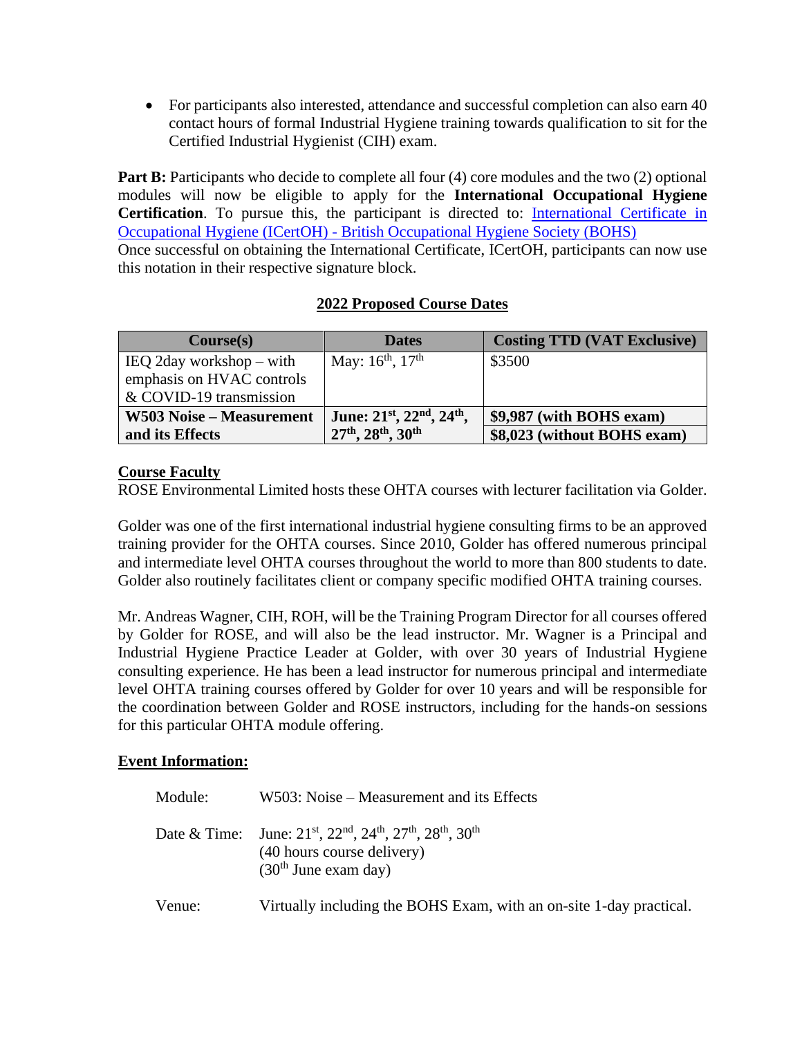- For participations also interested, attendance and successful completion can also earn 40 contact hours of formal Industrial Hygiene training towards qualification to sit for the Certified Industrial Hygienist (CIH) exam.

**Part B:** Participants who decide to complete all four (4) core modules and the two (2) optional modules will now be eligible to apply for the **International Occupational Hygiene Certification**. To pursue this, the participant is directed to: [International Certificate in Occupational Hygiene (ICertOH) - British Occupational Hygiene Society (BOHS)](#)
Once successful on obtaining the International Certificate, ICertOH, participants can now use this notation in their respective signature block.

## 2022 Proposed Course Dates

| Course(s) | Dates | Costing TTD (VAT Exclusive) |
|---|---|---|
| IEQ 2day workshop – with emphasis on HVAC controls & COVID-19 transmission | May: 16th, 17th | $3500 |
| **W503 Noise – Measurement and its Effects** | **June: 21st, 22nd, 24th, 27th, 28th, 30th** | **$9,987 (with BOHS exam)**<br>**$8,023 (without BOHS exam)** |

## Course Faculty

ROSE Environmental Limited hosts these OHTA courses with lecturer facilitation via Golder.

Golder was one of the first international industrial hygiene consulting firms to be an approved training provider for the OHTA courses. Since 2010, Golder has offered numerous principal and intermediate level OHTA courses throughout the world to more than 800 students to date. Golder also routinely facilitates client or company specific modified OHTA training courses.

Mr. Andreas Wagner, CIH, ROH, will be the Training Program Director for all courses offered by Golder for ROSE, and will also be the lead instructor. Mr. Wagner is a Principal and Industrial Hygiene Practice Leader at Golder, with over 30 years of Industrial Hygiene consulting experience. He has been a lead instructor for numerous principal and intermediate level OHTA training courses offered by Golder for over 10 years and will be responsible for the coordination between Golder and ROSE instructors, including for the hands-on sessions for this particular OHTA module offering.

## Event Information:

Module: W503: Noise – Measurement and its Effects

Date & Time: June: 21st, 22nd, 24th, 27th, 28th, 30th
(40 hours course delivery)
(30th June exam day)

Venue: Virtually including the BOHS Exam, with an on-site 1-day practical.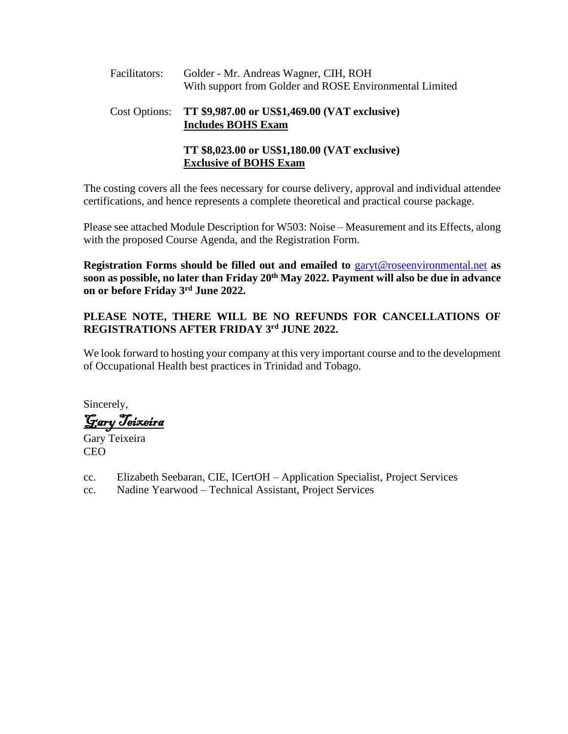Facilitators: Golder - Mr. Andreas Wagner, CIH, ROH
With support from Golder and ROSE Environmental Limited

Cost Options: **TT $9,987.00 or US$1,469.00 (VAT exclusive)**
**Includes BOHS Exam**

**TT $8,023.00 or US$1,180.00 (VAT exclusive)**
**Exclusive of BOHS Exam**

The costing covers all the fees necessary for course delivery, approval and individual attendee certifications, and hence represents a complete theoretical and practical course package.

Please see attached Module Description for W503: Noise – Measurement and its Effects, along with the proposed Course Agenda, and the Registration Form.

**Registration Forms should be filled out and emailed to** garyt@roseenvironmental.net **as soon as possible, no later than Friday 20th May 2022. Payment will also be due in advance on or before Friday 3rd June 2022.**

**PLEASE NOTE, THERE WILL BE NO REFUNDS FOR CANCELLATIONS OF REGISTRATIONS AFTER FRIDAY 3rd JUNE 2022.**

We look forward to hosting your company at this very important course and to the development of Occupational Health best practices in Trinidad and Tobago.

Sincerely,

*Gary Teixeira*

Gary Teixeira
CEO

cc. Elizabeth Seebaran, CIE, ICertOH – Application Specialist, Project Services
cc. Nadine Yearwood – Technical Assistant, Project Services